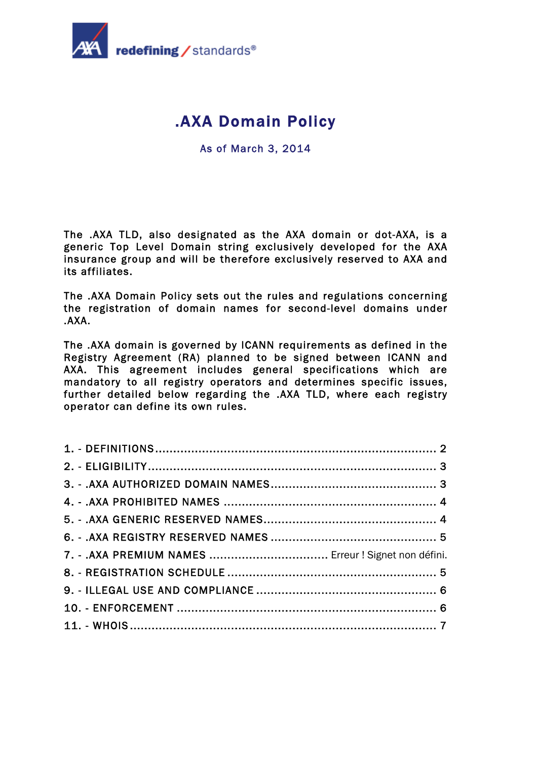AXA redefining / standards®

# .AXA Domain Policy

As of March 3, 2014

The .AXA TLD, also designated as the AXA domain or dot-AXA, is a generic Top Level Domain string exclusively developed for the AXA insurance group and will be therefore exclusively reserved to AXA and its affiliates.

The .AXA Domain Policy sets out the rules and regulations concerning the registration of domain names for second-level domains under .AXA.

The .AXA domain is governed by ICANN requirements as defined in the Registry Agreement (RA) planned to be signed between ICANN and AXA. This agreement includes general specifications which are mandatory to all registry operators and determines specific issues, further detailed below regarding the .AXA TLD, where each registry operator can define its own rules.

1. - DEFINITIONS ........................................................................ 2
2. - ELIGIBILITY ........................................................................ 3
3. - .AXA AUTHORIZED DOMAIN NAMES ............................................ 3
4. - .AXA PROHIBITED NAMES ......................................................... 4
5. - .AXA GENERIC RESERVED NAMES ................................................ 4
6. - .AXA REGISTRY RESERVED NAMES ............................................... 5
7. - .AXA PREMIUM NAMES ................................ Erreur ! Signet non défini.
8. - REGISTRATION SCHEDULE ......................................................... 5
9. - ILLEGAL USE AND COMPLIANCE ................................................ 6
10. - ENFORCEMENT ...................................................................... 6
11. - WHOIS .................................................................................. 7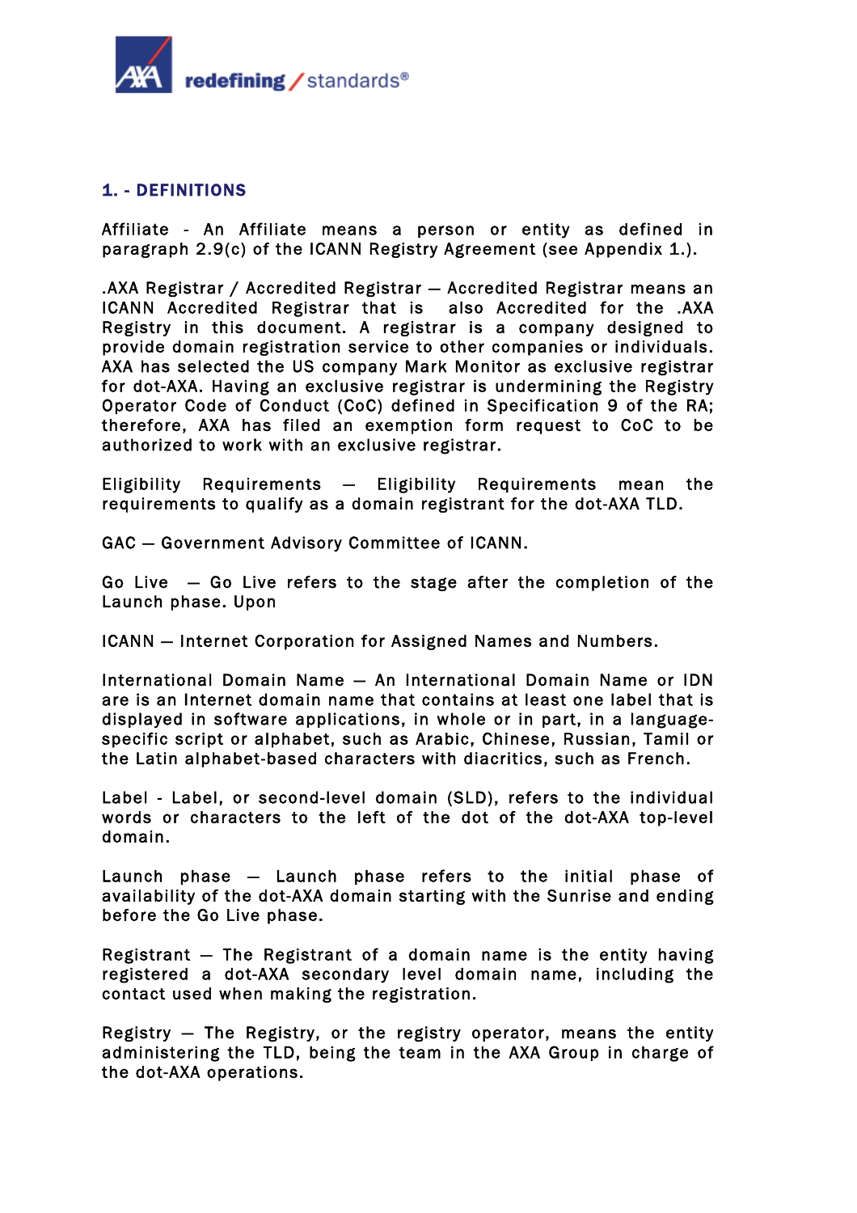## 1. - DEFINITIONS

Affiliate - An Affiliate means a person or entity as defined in paragraph 2.9(c) of the ICANN Registry Agreement (see Appendix 1.).

.AXA Registrar / Accredited Registrar – Accredited Registrar means an ICANN Accredited Registrar that is also Accredited for the .AXA Registry in this document. A registrar is a company designed to provide domain registration service to other companies or individuals. AXA has selected the US company Mark Monitor as exclusive registrar for dot-AXA. Having an exclusive registrar is undermining the Registry Operator Code of Conduct (CoC) defined in Specification 9 of the RA; therefore, AXA has filed an exemption form request to CoC to be authorized to work with an exclusive registrar.

Eligibility Requirements – Eligibility Requirements mean the requirements to qualify as a domain registrant for the dot-AXA TLD.

GAC – Government Advisory Committee of ICANN.

Go Live – Go Live refers to the stage after the completion of the Launch phase. Upon

ICANN – Internet Corporation for Assigned Names and Numbers.

International Domain Name – An International Domain Name or IDN are is an Internet domain name that contains at least one label that is displayed in software applications, in whole or in part, in a language-specific script or alphabet, such as Arabic, Chinese, Russian, Tamil or the Latin alphabet-based characters with diacritics, such as French.

Label - Label, or second-level domain (SLD), refers to the individual words or characters to the left of the dot of the dot-AXA top-level domain.

Launch phase – Launch phase refers to the initial phase of availability of the dot-AXA domain starting with the Sunrise and ending before the Go Live phase.

Registrant – The Registrant of a domain name is the entity having registered a dot-AXA secondary level domain name, including the contact used when making the registration.

Registry – The Registry, or the registry operator, means the entity administering the TLD, being the team in the AXA Group in charge of the dot-AXA operations.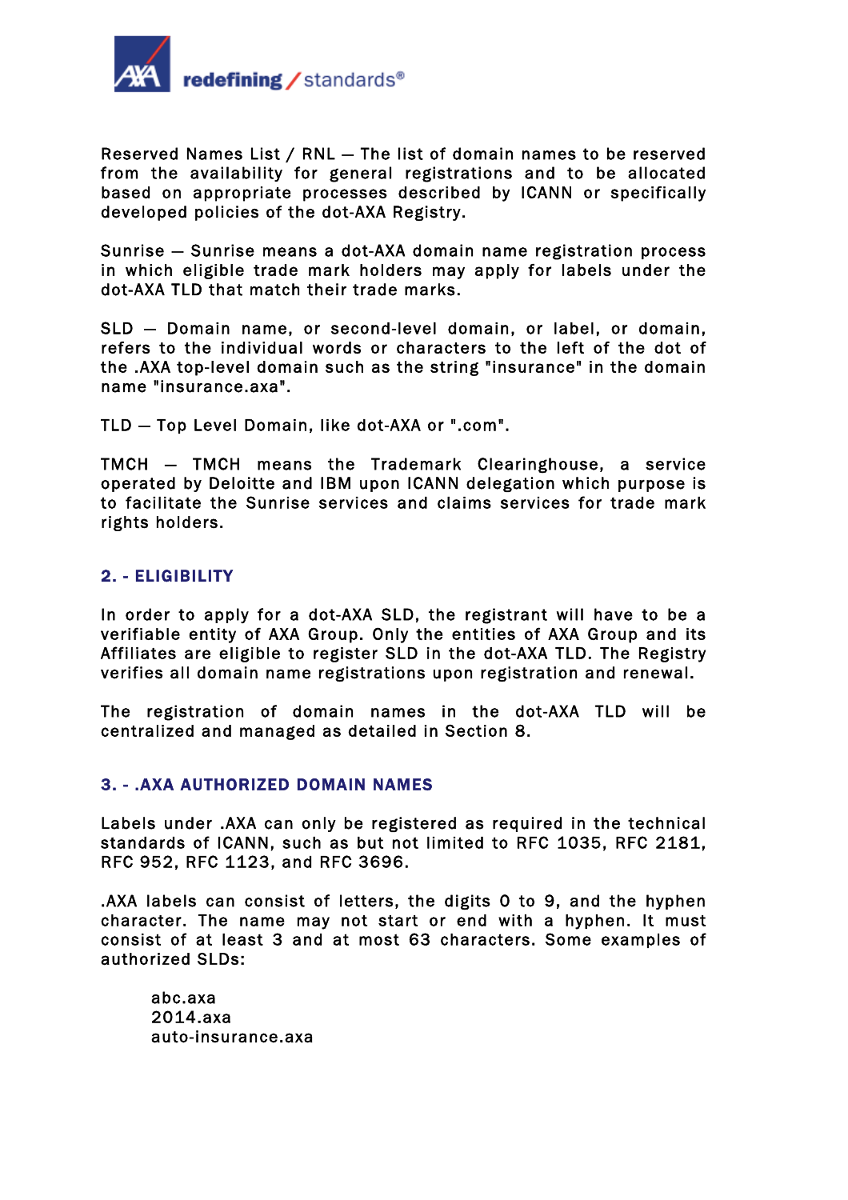Reserved Names List / RNL — The list of domain names to be reserved from the availability for general registrations and to be allocated based on appropriate processes described by ICANN or specifically developed policies of the dot-AXA Registry.

Sunrise — Sunrise means a dot-AXA domain name registration process in which eligible trade mark holders may apply for labels under the dot-AXA TLD that match their trade marks.

SLD — Domain name, or second-level domain, or label, or domain, refers to the individual words or characters to the left of the dot of the .AXA top-level domain such as the string "insurance" in the domain name "insurance.axa".

TLD — Top Level Domain, like dot-AXA or ".com".

TMCH — TMCH means the Trademark Clearinghouse, a service operated by Deloitte and IBM upon ICANN delegation which purpose is to facilitate the Sunrise services and claims services for trade mark rights holders.

## 2. - ELIGIBILITY

In order to apply for a dot-AXA SLD, the registrant will have to be a verifiable entity of AXA Group. Only the entities of AXA Group and its Affiliates are eligible to register SLD in the dot-AXA TLD. The Registry verifies all domain name registrations upon registration and renewal.

The registration of domain names in the dot-AXA TLD will be centralized and managed as detailed in Section 8.

## 3. - .AXA AUTHORIZED DOMAIN NAMES

Labels under .AXA can only be registered as required in the technical standards of ICANN, such as but not limited to RFC 1035, RFC 2181, RFC 952, RFC 1123, and RFC 3696.

.AXA labels can consist of letters, the digits 0 to 9, and the hyphen character. The name may not start or end with a hyphen. It must consist of at least 3 and at most 63 characters. Some examples of authorized SLDs:

abc.axa
2014.axa
auto-insurance.axa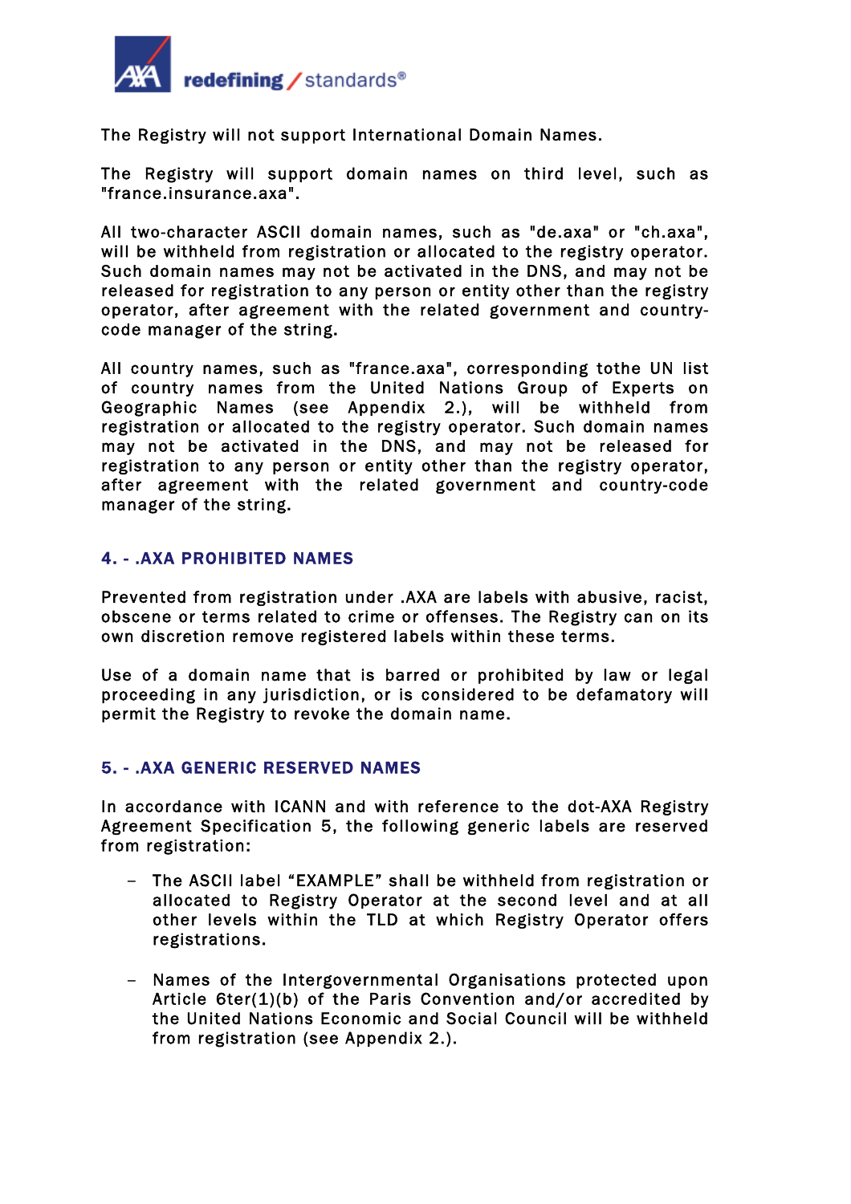The Registry will not support International Domain Names.

The Registry will support domain names on third level, such as "france.insurance.axa".

All two-character ASCII domain names, such as "de.axa" or "ch.axa", will be withheld from registration or allocated to the registry operator. Such domain names may not be activated in the DNS, and may not be released for registration to any person or entity other than the registry operator, after agreement with the related government and country-code manager of the string.

All country names, such as "france.axa", corresponding tothe UN list of country names from the United Nations Group of Experts on Geographic Names (see Appendix 2.), will be withheld from registration or allocated to the registry operator. Such domain names may not be activated in the DNS, and may not be released for registration to any person or entity other than the registry operator, after agreement with the related government and country-code manager of the string.

## 4. - .AXA PROHIBITED NAMES

Prevented from registration under .AXA are labels with abusive, racist, obscene or terms related to crime or offenses. The Registry can on its own discretion remove registered labels within these terms.

Use of a domain name that is barred or prohibited by law or legal proceeding in any jurisdiction, or is considered to be defamatory will permit the Registry to revoke the domain name.

## 5. - .AXA GENERIC RESERVED NAMES

In accordance with ICANN and with reference to the dot-AXA Registry Agreement Specification 5, the following generic labels are reserved from registration:

- The ASCII label “EXAMPLE” shall be withheld from registration or allocated to Registry Operator at the second level and at all other levels within the TLD at which Registry Operator offers registrations.

- Names of the Intergovernmental Organisations protected upon Article 6ter(1)(b) of the Paris Convention and/or accredited by the United Nations Economic and Social Council will be withheld from registration (see Appendix 2.).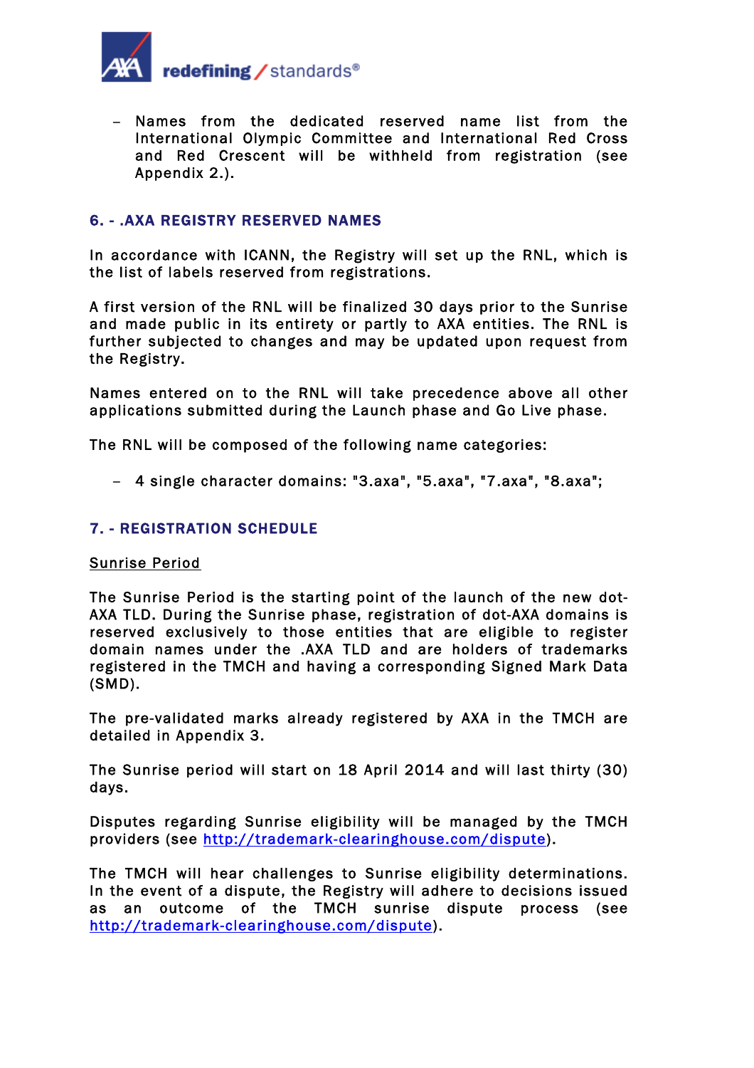- Names from the dedicated reserved name list from the International Olympic Committee and International Red Cross and Red Crescent will be withheld from registration (see Appendix 2.).

## 6. - .AXA REGISTRY RESERVED NAMES

In accordance with ICANN, the Registry will set up the RNL, which is the list of labels reserved from registrations.

A first version of the RNL will be finalized 30 days prior to the Sunrise and made public in its entirety or partly to AXA entities. The RNL is further subjected to changes and may be updated upon request from the Registry.

Names entered on to the RNL will take precedence above all other applications submitted during the Launch phase and Go Live phase.

The RNL will be composed of the following name categories:

- 4 single character domains: "3.axa", "5.axa", "7.axa", "8.axa";

## 7. - REGISTRATION SCHEDULE

Sunrise Period

The Sunrise Period is the starting point of the launch of the new dot-AXA TLD. During the Sunrise phase, registration of dot-AXA domains is reserved exclusively to those entities that are eligible to register domain names under the .AXA TLD and are holders of trademarks registered in the TMCH and having a corresponding Signed Mark Data (SMD).

The pre-validated marks already registered by AXA in the TMCH are detailed in Appendix 3.

The Sunrise period will start on 18 April 2014 and will last thirty (30) days.

Disputes regarding Sunrise eligibility will be managed by the TMCH providers (see http://trademark-clearinghouse.com/dispute).

The TMCH will hear challenges to Sunrise eligibility determinations. In the event of a dispute, the Registry will adhere to decisions issued as an outcome of the TMCH sunrise dispute process (see http://trademark-clearinghouse.com/dispute).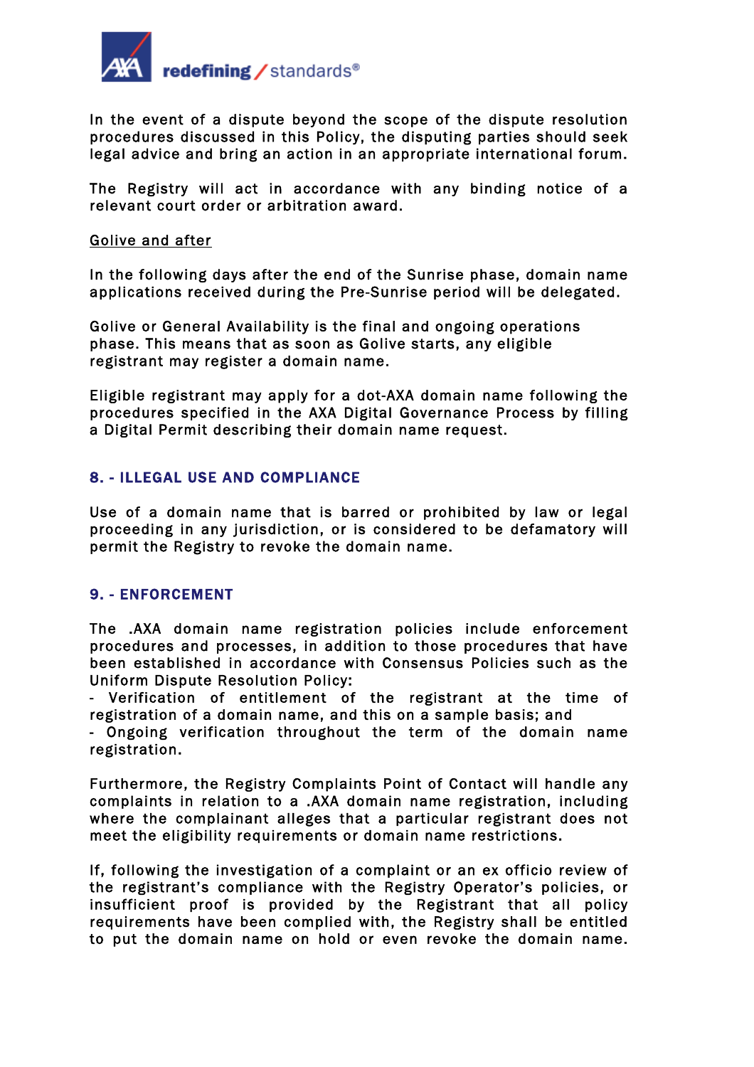In the event of a dispute beyond the scope of the dispute resolution procedures discussed in this Policy, the disputing parties should seek legal advice and bring an action in an appropriate international forum.

The Registry will act in accordance with any binding notice of a relevant court order or arbitration award.

Golive and after

In the following days after the end of the Sunrise phase, domain name applications received during the Pre-Sunrise period will be delegated.

Golive or General Availability is the final and ongoing operations phase. This means that as soon as Golive starts, any eligible registrant may register a domain name.

Eligible registrant may apply for a dot-AXA domain name following the procedures specified in the AXA Digital Governance Process by filling a Digital Permit describing their domain name request.

## 8. - ILLEGAL USE AND COMPLIANCE

Use of a domain name that is barred or prohibited by law or legal proceeding in any jurisdiction, or is considered to be defamatory will permit the Registry to revoke the domain name.

## 9. - ENFORCEMENT

The .AXA domain name registration policies include enforcement procedures and processes, in addition to those procedures that have been established in accordance with Consensus Policies such as the Uniform Dispute Resolution Policy:

- Verification of entitlement of the registrant at the time of registration of a domain name, and this on a sample basis; and
- Ongoing verification throughout the term of the domain name registration.

Furthermore, the Registry Complaints Point of Contact will handle any complaints in relation to a .AXA domain name registration, including where the complainant alleges that a particular registrant does not meet the eligibility requirements or domain name restrictions.

If, following the investigation of a complaint or an ex officio review of the registrant's compliance with the Registry Operator's policies, or insufficient proof is provided by the Registrant that all policy requirements have been complied with, the Registry shall be entitled to put the domain name on hold or even revoke the domain name.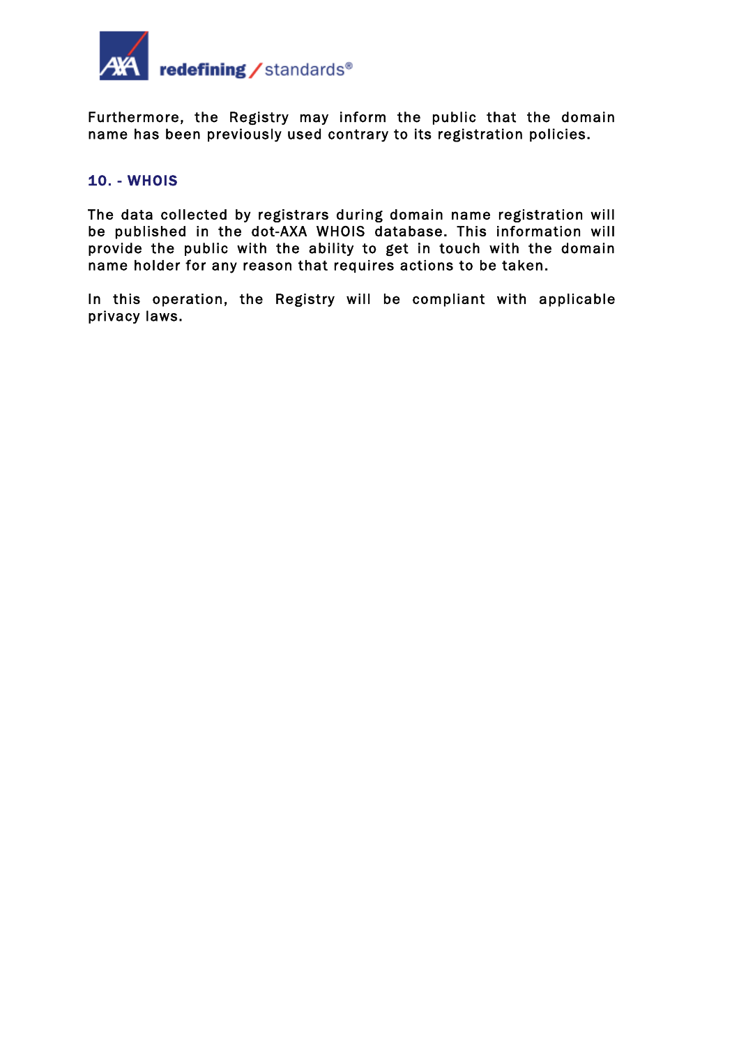Furthermore, the Registry may inform the public that the domain name has been previously used contrary to its registration policies.

## 10. - WHOIS

The data collected by registrars during domain name registration will be published in the dot-AXA WHOIS database. This information will provide the public with the ability to get in touch with the domain name holder for any reason that requires actions to be taken.

In this operation, the Registry will be compliant with applicable privacy laws.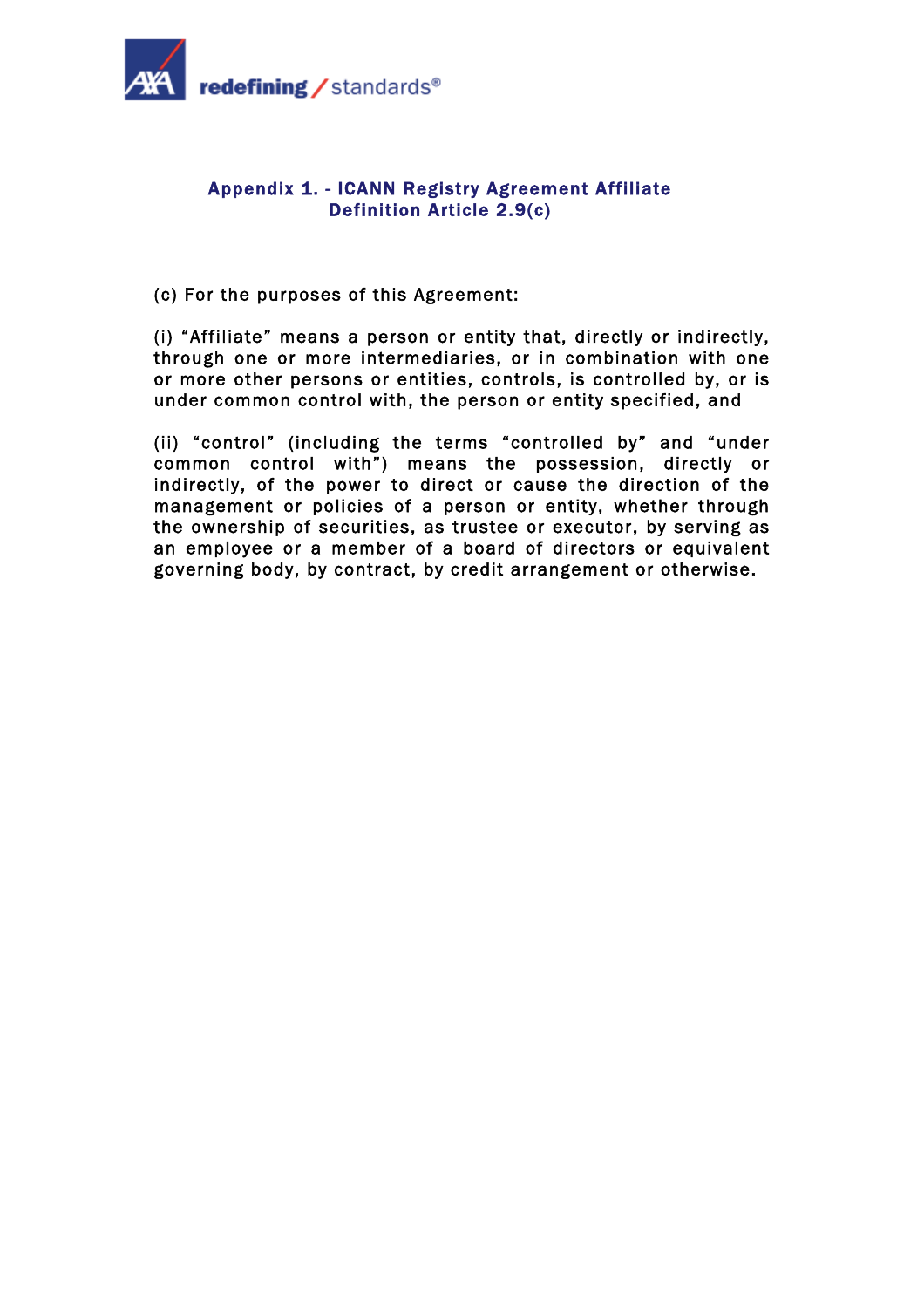## Appendix 1. - ICANN Registry Agreement Affiliate Definition Article 2.9(c)

(c) For the purposes of this Agreement:

(i) "Affiliate" means a person or entity that, directly or indirectly, through one or more intermediaries, or in combination with one or more other persons or entities, controls, is controlled by, or is under common control with, the person or entity specified, and

(ii) "control" (including the terms "controlled by" and "under common control with") means the possession, directly or indirectly, of the power to direct or cause the direction of the management or policies of a person or entity, whether through the ownership of securities, as trustee or executor, by serving as an employee or a member of a board of directors or equivalent governing body, by contract, by credit arrangement or otherwise.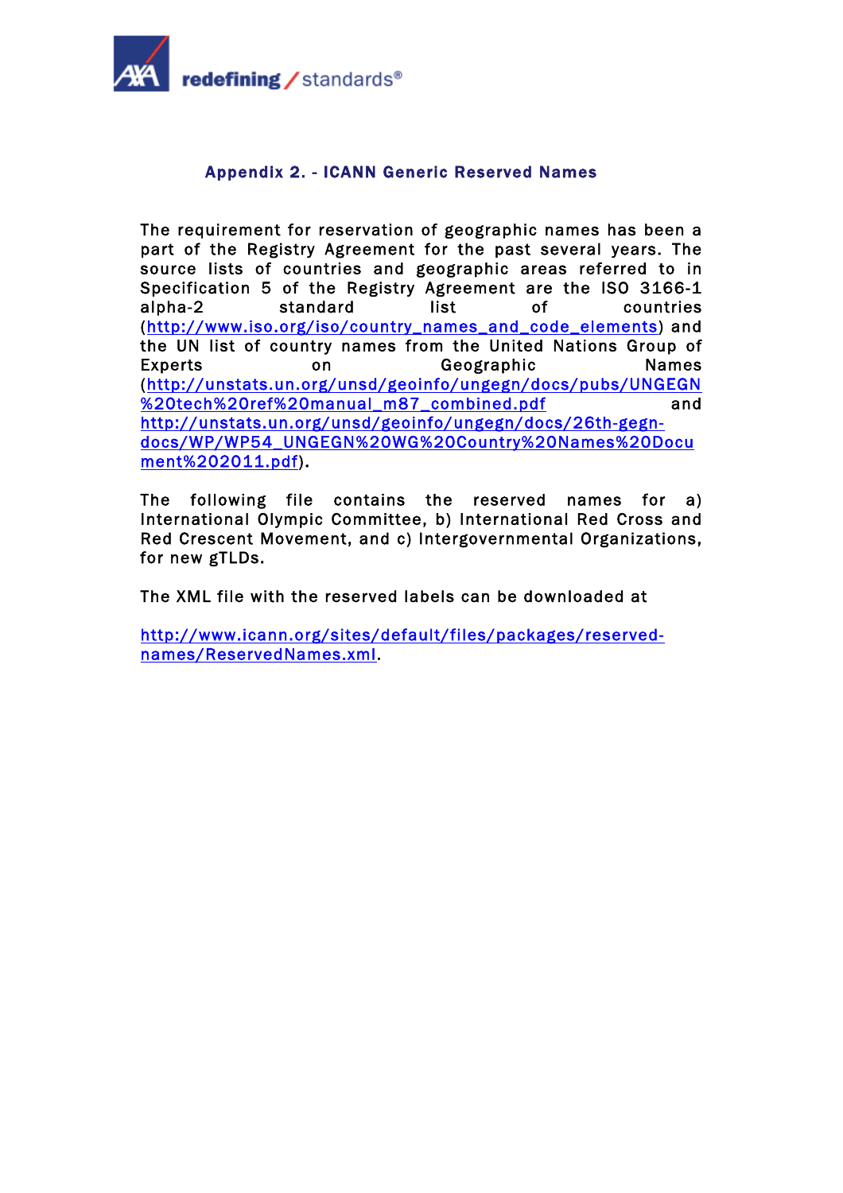## Appendix 2. - ICANN Generic Reserved Names

The requirement for reservation of geographic names has been a part of the Registry Agreement for the past several years. The source lists of countries and geographic areas referred to in Specification 5 of the Registry Agreement are the ISO 3166-1 alpha-2 standard list of countries (http://www.iso.org/iso/country_names_and_code_elements) and the UN list of country names from the United Nations Group of Experts on Geographic Names (http://unstats.un.org/unsd/geoinfo/ungegn/docs/pubs/UNGEGN%20tech%20ref%20manual_m87_combined.pdf and http://unstats.un.org/unsd/geoinfo/ungegn/docs/26th-gegn-docs/WP/WP54_UNGEGN%20WG%20Country%20Names%20Document%202011.pdf).

The following file contains the reserved names for a) International Olympic Committee, b) International Red Cross and Red Crescent Movement, and c) Intergovernmental Organizations, for new gTLDs.

The XML file with the reserved labels can be downloaded at

http://www.icann.org/sites/default/files/packages/reserved-names/ReservedNames.xml.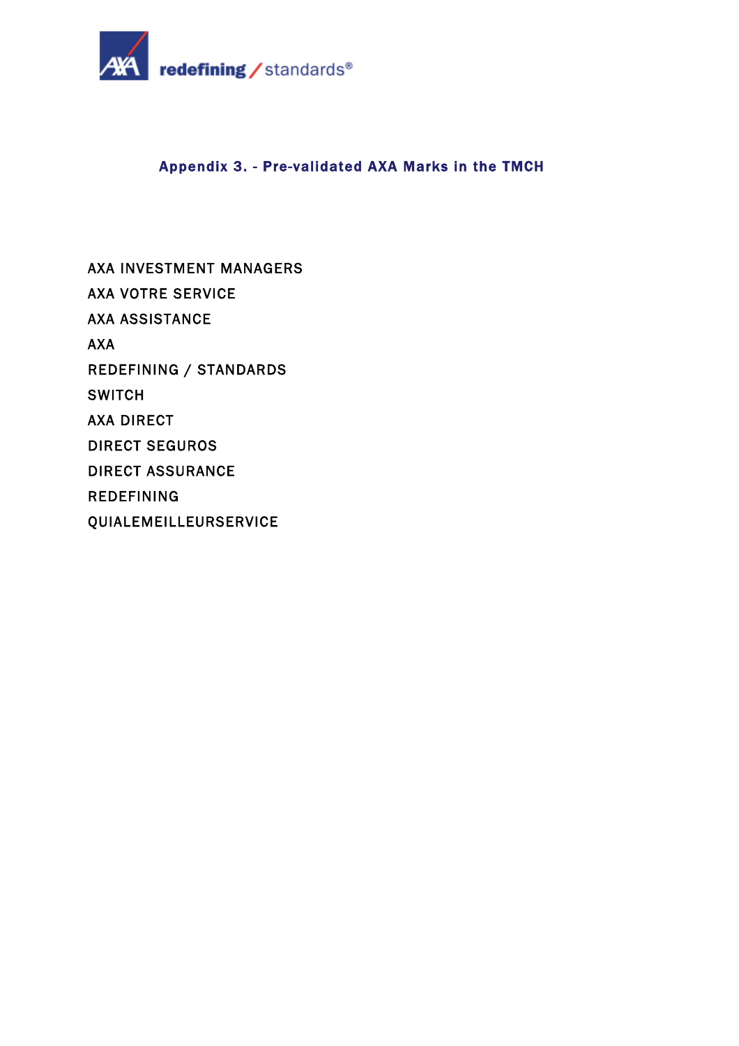## Appendix 3. - Pre-validated AXA Marks in the TMCH

AXA INVESTMENT MANAGERS

AXA VOTRE SERVICE

AXA ASSISTANCE

AXA

REDEFINING / STANDARDS

SWITCH

AXA DIRECT

DIRECT SEGUROS

DIRECT ASSURANCE

REDEFINING

QUIALEMEILLEURSERVICE